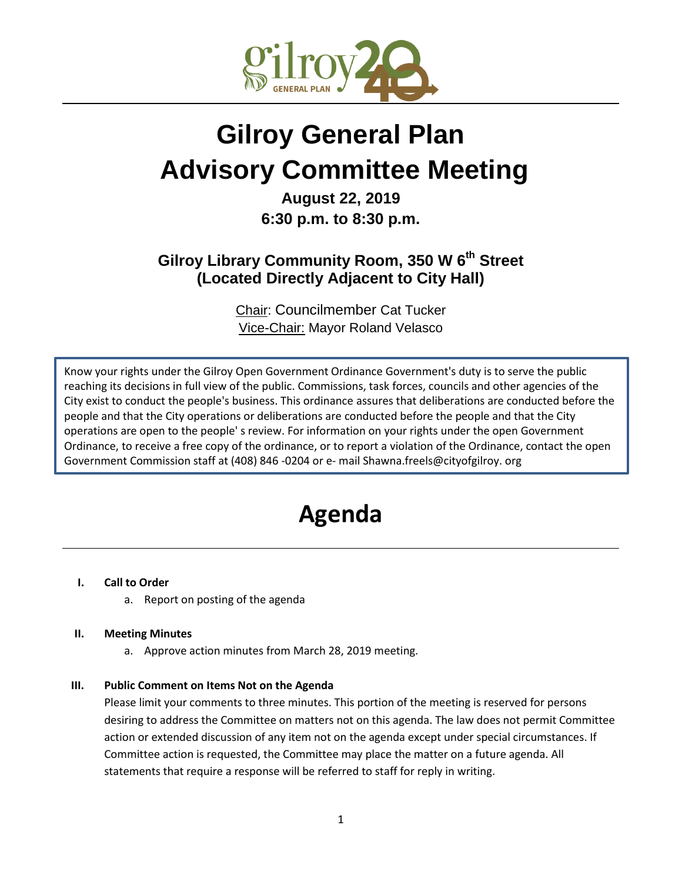# Gilroy General Plan Advisory Committee Meeting

**August 22, 2019**
**6:30 p.m. to 8:30 p.m.**

**Gilroy Library Community Room, 350 W 6th Street (Located Directly Adjacent to City Hall)**

Chair: Councilmember Cat Tucker
Vice-Chair: Mayor Roland Velasco

Know your rights under the Gilroy Open Government Ordinance Government's duty is to serve the public reaching its decisions in full view of the public. Commissions, task forces, councils and other agencies of the City exist to conduct the people's business. This ordinance assures that deliberations are conducted before the people and that the City operations or deliberations are conducted before the people and that the City operations are open to the people' s review. For information on your rights under the open Government Ordinance, to receive a free copy of the ordinance, or to report a violation of the Ordinance, contact the open Government Commission staff at (408) 846 -0204 or e- mail Shawna.freels@cityofgilroy. org

# Agenda

**I. Call to Order**

a. Report on posting of the agenda

**II. Meeting Minutes**

a. Approve action minutes from March 28, 2019 meeting.

**III. Public Comment on Items Not on the Agenda**

Please limit your comments to three minutes. This portion of the meeting is reserved for persons desiring to address the Committee on matters not on this agenda. The law does not permit Committee action or extended discussion of any item not on the agenda except under special circumstances. If Committee action is requested, the Committee may place the matter on a future agenda. All statements that require a response will be referred to staff for reply in writing.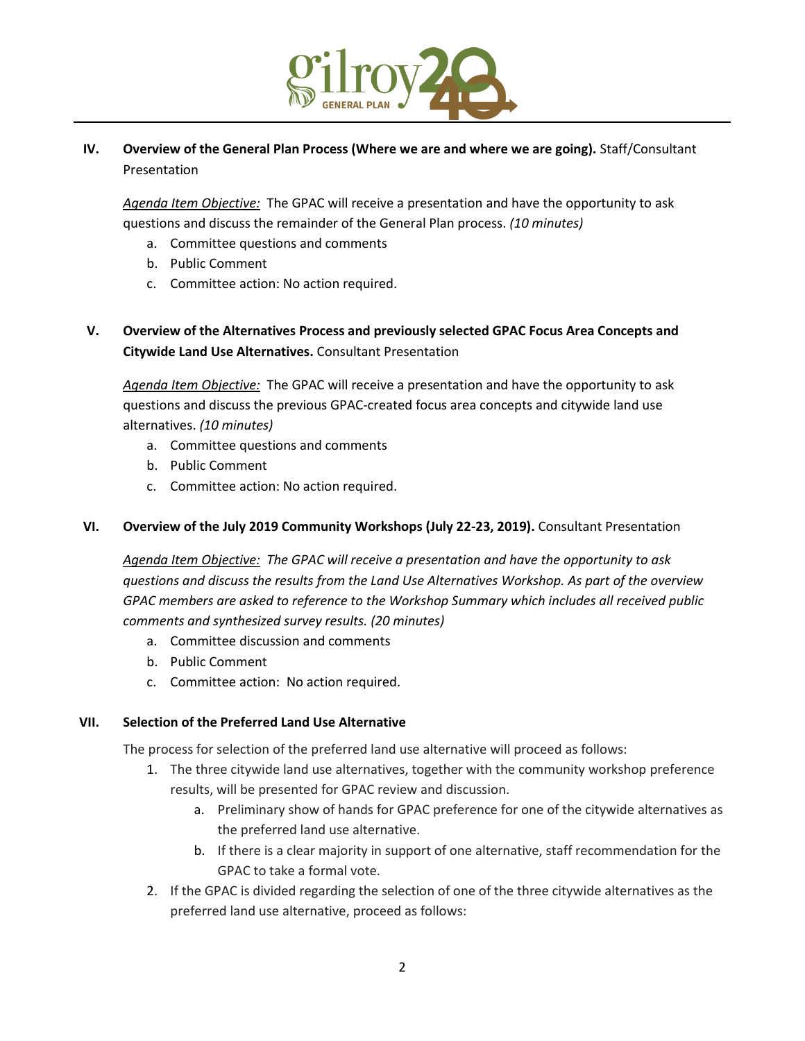**IV. Overview of the General Plan Process (Where we are and where we are going).** Staff/Consultant Presentation

*Agenda Item Objective:* The GPAC will receive a presentation and have the opportunity to ask questions and discuss the remainder of the General Plan process. *(10 minutes)*

a. Committee questions and comments
b. Public Comment
c. Committee action: No action required.

**V. Overview of the Alternatives Process and previously selected GPAC Focus Area Concepts and Citywide Land Use Alternatives.** Consultant Presentation

*Agenda Item Objective:* The GPAC will receive a presentation and have the opportunity to ask questions and discuss the previous GPAC-created focus area concepts and citywide land use alternatives. *(10 minutes)*

a. Committee questions and comments
b. Public Comment
c. Committee action: No action required.

**VI. Overview of the July 2019 Community Workshops (July 22-23, 2019).** Consultant Presentation

*Agenda Item Objective: The GPAC will receive a presentation and have the opportunity to ask questions and discuss the results from the Land Use Alternatives Workshop. As part of the overview GPAC members are asked to reference to the Workshop Summary which includes all received public comments and synthesized survey results. (20 minutes)*

a. Committee discussion and comments
b. Public Comment
c. Committee action: No action required.

**VII. Selection of the Preferred Land Use Alternative**

The process for selection of the preferred land use alternative will proceed as follows:

1. The three citywide land use alternatives, together with the community workshop preference results, will be presented for GPAC review and discussion.
   a. Preliminary show of hands for GPAC preference for one of the citywide alternatives as the preferred land use alternative.
   b. If there is a clear majority in support of one alternative, staff recommendation for the GPAC to take a formal vote.
2. If the GPAC is divided regarding the selection of one of the three citywide alternatives as the preferred land use alternative, proceed as follows: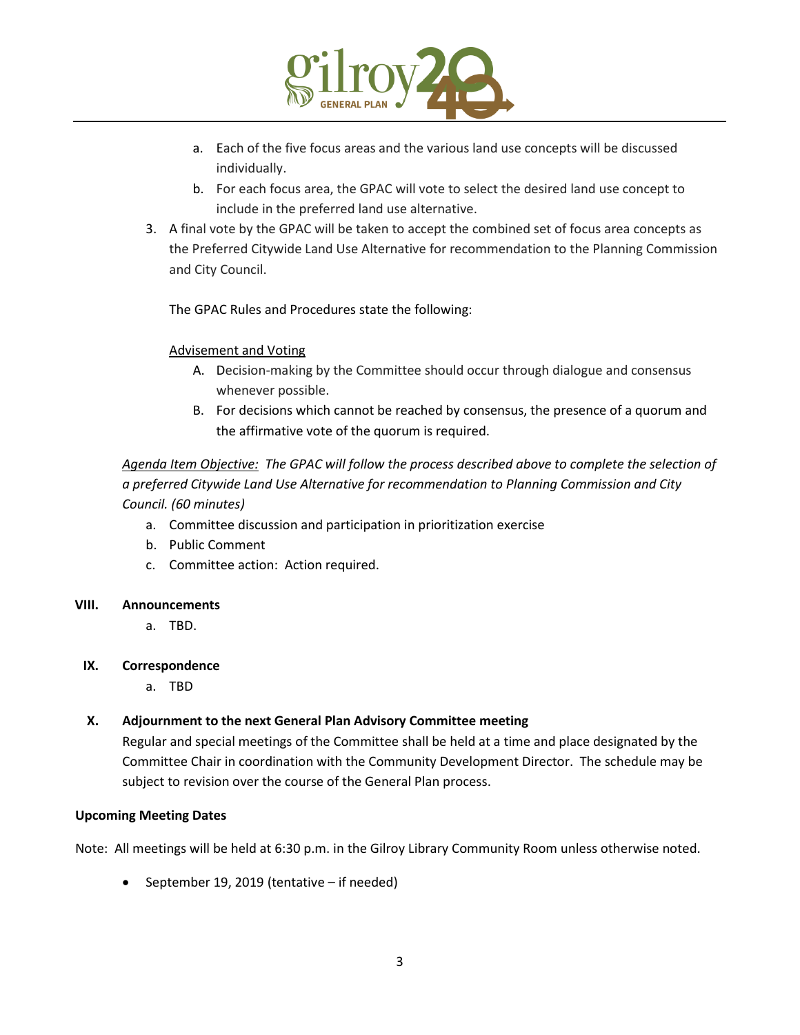a. Each of the five focus areas and the various land use concepts will be discussed individually.
   b. For each focus area, the GPAC will vote to select the desired land use concept to include in the preferred land use alternative.
3. A final vote by the GPAC will be taken to accept the combined set of focus area concepts as the Preferred Citywide Land Use Alternative for recommendation to the Planning Commission and City Council.

   The GPAC Rules and Procedures state the following:

   <u>Advisement and Voting</u>

   A. Decision-making by the Committee should occur through dialogue and consensus whenever possible.
   B. For decisions which cannot be reached by consensus, the presence of a quorum and the affirmative vote of the quorum is required.

*<u>Agenda Item Objective:</u> The GPAC will follow the process described above to complete the selection of a preferred Citywide Land Use Alternative for recommendation to Planning Commission and City Council. (60 minutes)*

   a. Committee discussion and participation in prioritization exercise
   b. Public Comment
   c. Committee action: Action required.

**VIII. Announcements**

   a. TBD.

**IX. Correspondence**

   a. TBD

**X. Adjournment to the next General Plan Advisory Committee meeting**

Regular and special meetings of the Committee shall be held at a time and place designated by the Committee Chair in coordination with the Community Development Director. The schedule may be subject to revision over the course of the General Plan process.

**Upcoming Meeting Dates**

Note: All meetings will be held at 6:30 p.m. in the Gilroy Library Community Room unless otherwise noted.

- September 19, 2019 (tentative – if needed)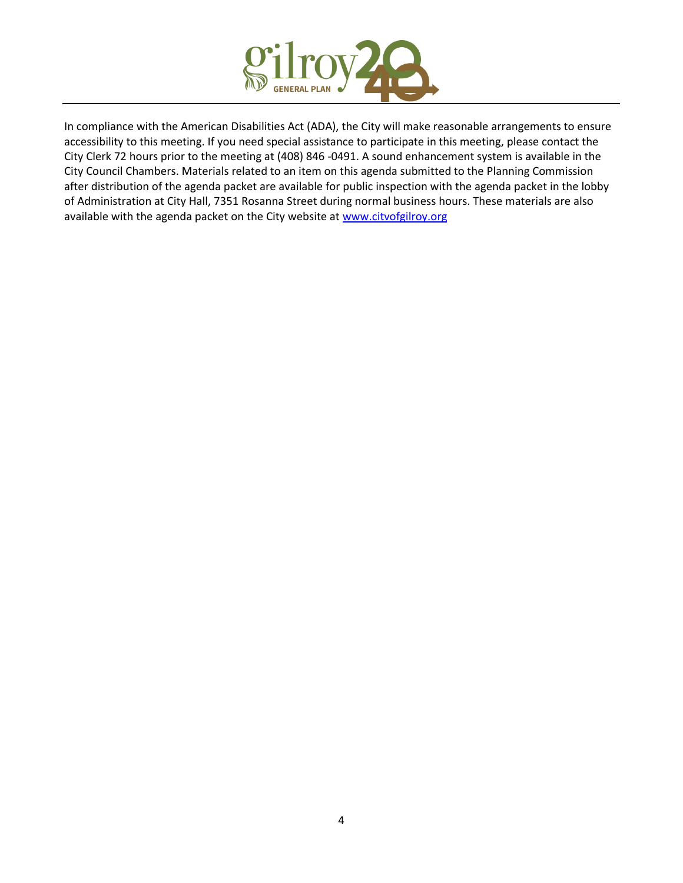In compliance with the American Disabilities Act (ADA), the City will make reasonable arrangements to ensure accessibility to this meeting. If you need special assistance to participate in this meeting, please contact the City Clerk 72 hours prior to the meeting at (408) 846 -0491. A sound enhancement system is available in the City Council Chambers. Materials related to an item on this agenda submitted to the Planning Commission after distribution of the agenda packet are available for public inspection with the agenda packet in the lobby of Administration at City Hall, 7351 Rosanna Street during normal business hours. These materials are also available with the agenda packet on the City website at [www.citvofgilroy.org](www.citvofgilroy.org)